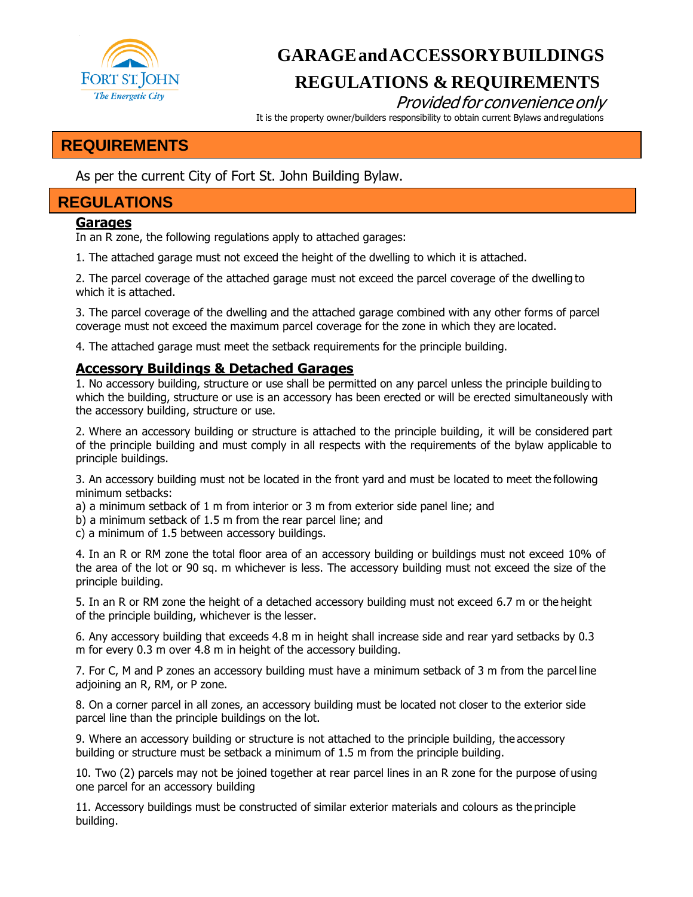# GARAGE and ACCESSORY BUILDINGS REGULATIONS & REQUIREMENTS

*Provided for convenience only*

It is the property owner/builders responsibility to obtain current Bylaws and regulations

## REQUIREMENTS

As per the current City of Fort St. John Building Bylaw.

## REGULATIONS

### Garages

In an R zone, the following regulations apply to attached garages:

1. The attached garage must not exceed the height of the dwelling to which it is attached.

2. The parcel coverage of the attached garage must not exceed the parcel coverage of the dwelling to which it is attached.

3. The parcel coverage of the dwelling and the attached garage combined with any other forms of parcel coverage must not exceed the maximum parcel coverage for the zone in which they are located.

4. The attached garage must meet the setback requirements for the principle building.

### Accessory Buildings & Detached Garages

1. No accessory building, structure or use shall be permitted on any parcel unless the principle building to which the building, structure or use is an accessory has been erected or will be erected simultaneously with the accessory building, structure or use.

2. Where an accessory building or structure is attached to the principle building, it will be considered part of the principle building and must comply in all respects with the requirements of the bylaw applicable to principle buildings.

3. An accessory building must not be located in the front yard and must be located to meet the following minimum setbacks:
a) a minimum setback of 1 m from interior or 3 m from exterior side panel line; and
b) a minimum setback of 1.5 m from the rear parcel line; and
c) a minimum of 1.5 between accessory buildings.

4. In an R or RM zone the total floor area of an accessory building or buildings must not exceed 10% of the area of the lot or 90 sq. m whichever is less. The accessory building must not exceed the size of the principle building.

5. In an R or RM zone the height of a detached accessory building must not exceed 6.7 m or the height of the principle building, whichever is the lesser.

6. Any accessory building that exceeds 4.8 m in height shall increase side and rear yard setbacks by 0.3 m for every 0.3 m over 4.8 m in height of the accessory building.

7. For C, M and P zones an accessory building must have a minimum setback of 3 m from the parcel line adjoining an R, RM, or P zone.

8. On a corner parcel in all zones, an accessory building must be located not closer to the exterior side parcel line than the principle buildings on the lot.

9. Where an accessory building or structure is not attached to the principle building, the accessory building or structure must be setback a minimum of 1.5 m from the principle building.

10. Two (2) parcels may not be joined together at rear parcel lines in an R zone for the purpose of using one parcel for an accessory building

11. Accessory buildings must be constructed of similar exterior materials and colours as the principle building.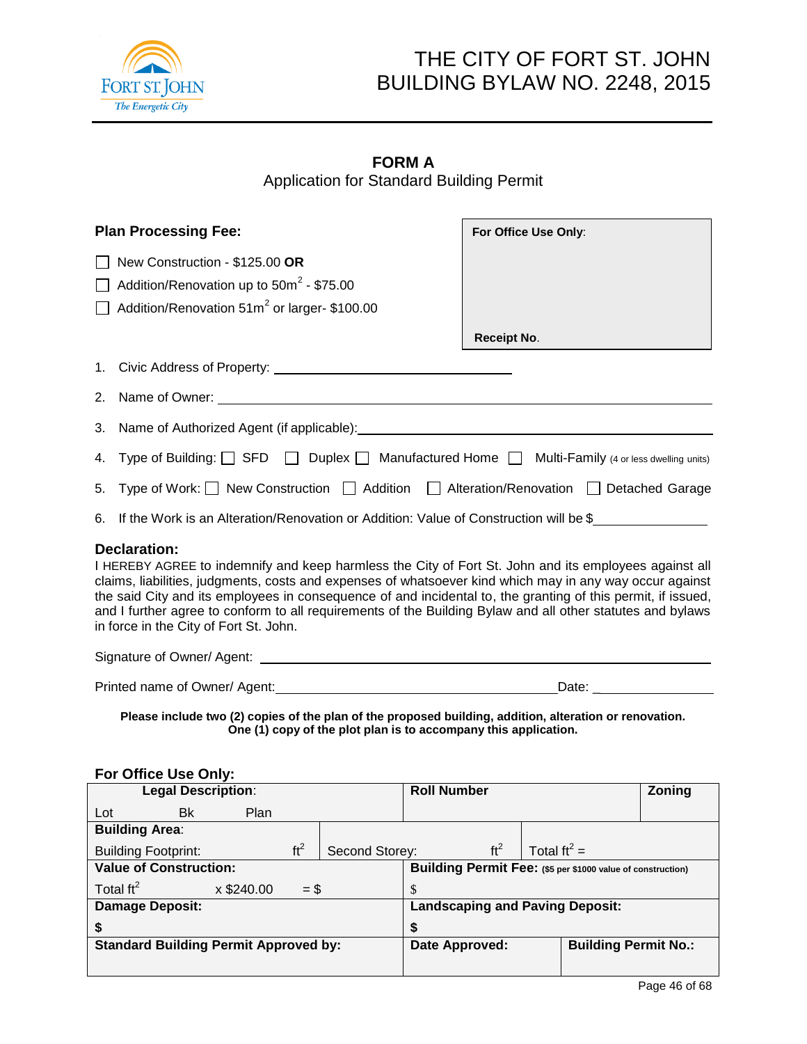# THE CITY OF FORT ST. JOHN
# BUILDING BYLAW NO. 2248, 2015

## FORM A

Application for Standard Building Permit

### Plan Processing Fee:

- ☐ New Construction - $125.00 **OR**
- ☐ Addition/Renovation up to $50m^2$ - $75.00
- ☐ Addition/Renovation $51m^2$ or larger- $100.00

| **For Office Use Only**: |
|---|
| |
| **Receipt No**. |

1. Civic Address of Property: ______________________________
2. Name of Owner: ______________________________
3. Name of Authorized Agent (if applicable): ______________________________
4. Type of Building: ☐ SFD ☐ Duplex ☐ Manufactured Home ☐ Multi-Family (4 or less dwelling units)
5. Type of Work: ☐ New Construction ☐ Addition ☐ Alteration/Renovation ☐ Detached Garage
6. If the Work is an Alteration/Renovation or Addition: Value of Construction will be $______________

### Declaration:

I HEREBY AGREE to indemnify and keep harmless the City of Fort St. John and its employees against all claims, liabilities, judgments, costs and expenses of whatsoever kind which may in any way occur against the said City and its employees in consequence of and incidental to, the granting of this permit, if issued, and I further agree to conform to all requirements of the Building Bylaw and all other statutes and bylaws in force in the City of Fort St. John.

Signature of Owner/ Agent: ______________________________

Printed name of Owner/ Agent: ______________________________ Date: _______________

**Please include two (2) copies of the plan of the proposed building, addition, alteration or renovation. One (1) copy of the plot plan is to accompany this application.**

### For Office Use Only:

| **Legal Description**: Lot Bk Plan | | **Roll Number** | | **Zoning** |
|---|---|---|---|---|
| **Building Area**: Building Footprint: $ft^2$ | Second Storey: $ft^2$ | | Total $ft^2$ = | |
| **Value of Construction**: Total $ft^2$ x $240.00 = $ | | **Building Permit Fee**: ($5 per $1000 value of construction) $ | | |
| **Damage Deposit**: $ | | **Landscaping and Paving Deposit**: $ | | |
| **Standard Building Permit Approved by**: | | **Date Approved**: | **Building Permit No.**: | |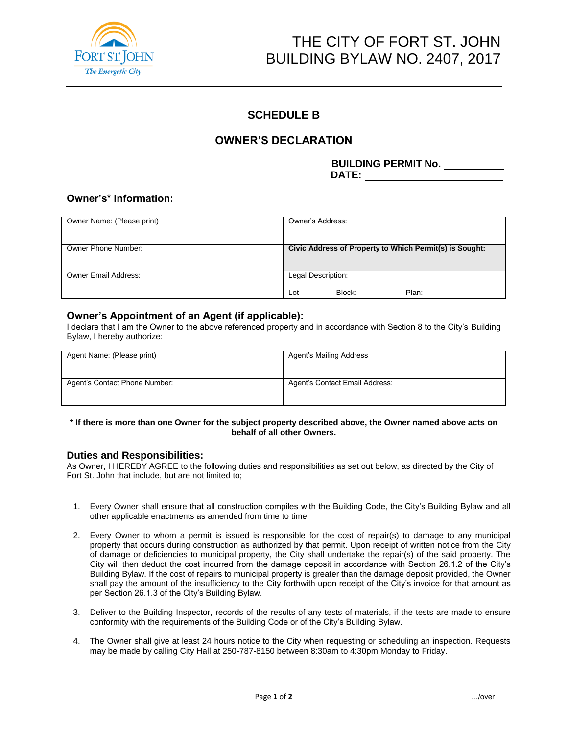# THE CITY OF FORT ST. JOHN BUILDING BYLAW NO. 2407, 2017

## SCHEDULE B

## OWNER'S DECLARATION

**BUILDING PERMIT No.** ___________
**DATE:** ___________________________

### Owner's* Information:

| Owner Name: (Please print) | Owner's Address: |
|---|---|
| Owner Phone Number: | **Civic Address of Property to Which Permit(s) is Sought:** |
| Owner Email Address: | Legal Description: Lot Block: Plan: |

### Owner's Appointment of an Agent (if applicable):

I declare that I am the Owner to the above referenced property and in accordance with Section 8 to the City's Building Bylaw, I hereby authorize:

| Agent Name: (Please print) | Agent's Mailing Address |
|---|---|
| Agent's Contact Phone Number: | Agent's Contact Email Address: |

**\* If there is more than one Owner for the subject property described above, the Owner named above acts on behalf of all other Owners.**

### Duties and Responsibilities:

As Owner, I HEREBY AGREE to the following duties and responsibilities as set out below, as directed by the City of Fort St. John that include, but are not limited to;

1. Every Owner shall ensure that all construction compiles with the Building Code, the City's Building Bylaw and all other applicable enactments as amended from time to time.

2. Every Owner to whom a permit is issued is responsible for the cost of repair(s) to damage to any municipal property that occurs during construction as authorized by that permit. Upon receipt of written notice from the City of damage or deficiencies to municipal property, the City shall undertake the repair(s) of the said property. The City will then deduct the cost incurred from the damage deposit in accordance with Section 26.1.2 of the City's Building Bylaw. If the cost of repairs to municipal property is greater than the damage deposit provided, the Owner shall pay the amount of the insufficiency to the City forthwith upon receipt of the City's invoice for that amount as per Section 26.1.3 of the City's Building Bylaw.

3. Deliver to the Building Inspector, records of the results of any tests of materials, if the tests are made to ensure conformity with the requirements of the Building Code or of the City's Building Bylaw.

4. The Owner shall give at least 24 hours notice to the City when requesting or scheduling an inspection. Requests may be made by calling City Hall at 250-787-8150 between 8:30am to 4:30pm Monday to Friday.

…/over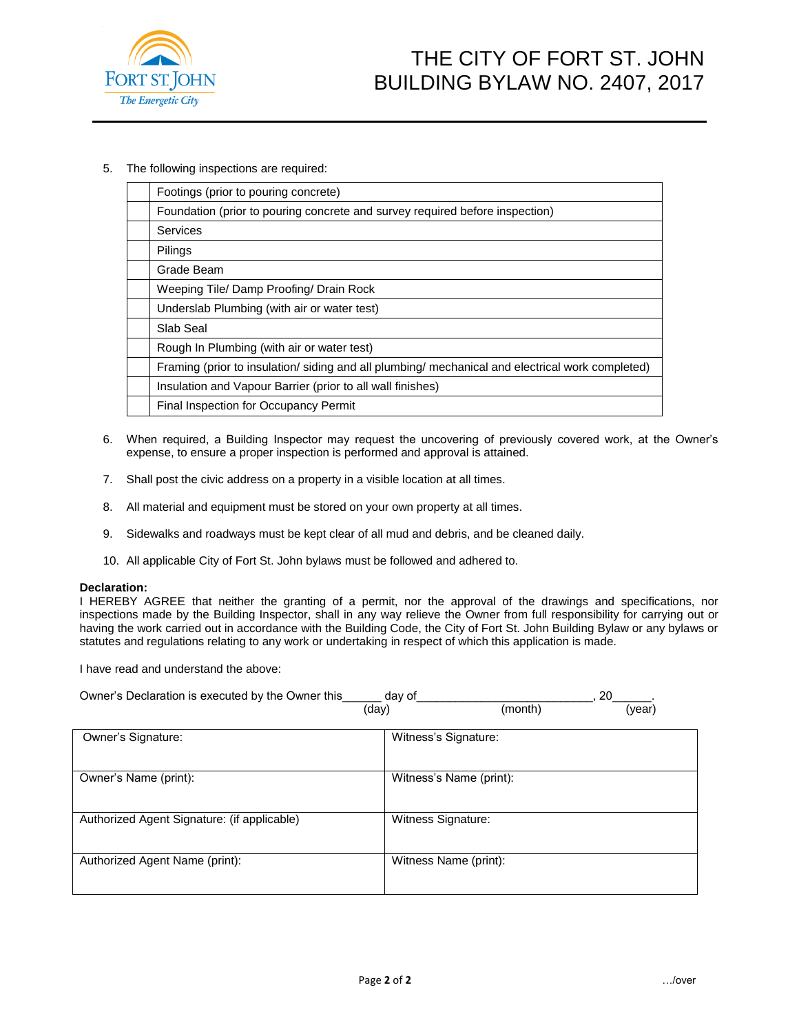5. The following inspections are required:

| | |
|---|---|
| | Footings (prior to pouring concrete) |
| | Foundation (prior to pouring concrete and survey required before inspection) |
| | Services |
| | Pilings |
| | Grade Beam |
| | Weeping Tile/ Damp Proofing/ Drain Rock |
| | Underslab Plumbing (with air or water test) |
| | Slab Seal |
| | Rough In Plumbing (with air or water test) |
| | Framing (prior to insulation/ siding and all plumbing/ mechanical and electrical work completed) |
| | Insulation and Vapour Barrier (prior to all wall finishes) |
| | Final Inspection for Occupancy Permit |

6. When required, a Building Inspector may request the uncovering of previously covered work, at the Owner's expense, to ensure a proper inspection is performed and approval is attained.

7. Shall post the civic address on a property in a visible location at all times.

8. All material and equipment must be stored on your own property at all times.

9. Sidewalks and roadways must be kept clear of all mud and debris, and be cleaned daily.

10. All applicable City of Fort St. John bylaws must be followed and adhered to.

**Declaration:**
I HEREBY AGREE that neither the granting of a permit, nor the approval of the drawings and specifications, nor inspections made by the Building Inspector, shall in any way relieve the Owner from full responsibility for carrying out or having the work carried out in accordance with the Building Code, the City of Fort St. John Building Bylaw or any bylaws or statutes and regulations relating to any work or undertaking in respect of which this application is made.

I have read and understand the above:

Owner's Declaration is executed by the Owner this______ day of__________________________, 20______.
(day) (month) (year)

| | |
|---|---|
| Owner's Signature: | Witness's Signature: |
| Owner's Name (print): | Witness's Name (print): |
| Authorized Agent Signature: (if applicable) | Witness Signature: |
| Authorized Agent Name (print): | Witness Name (print): |

…/over